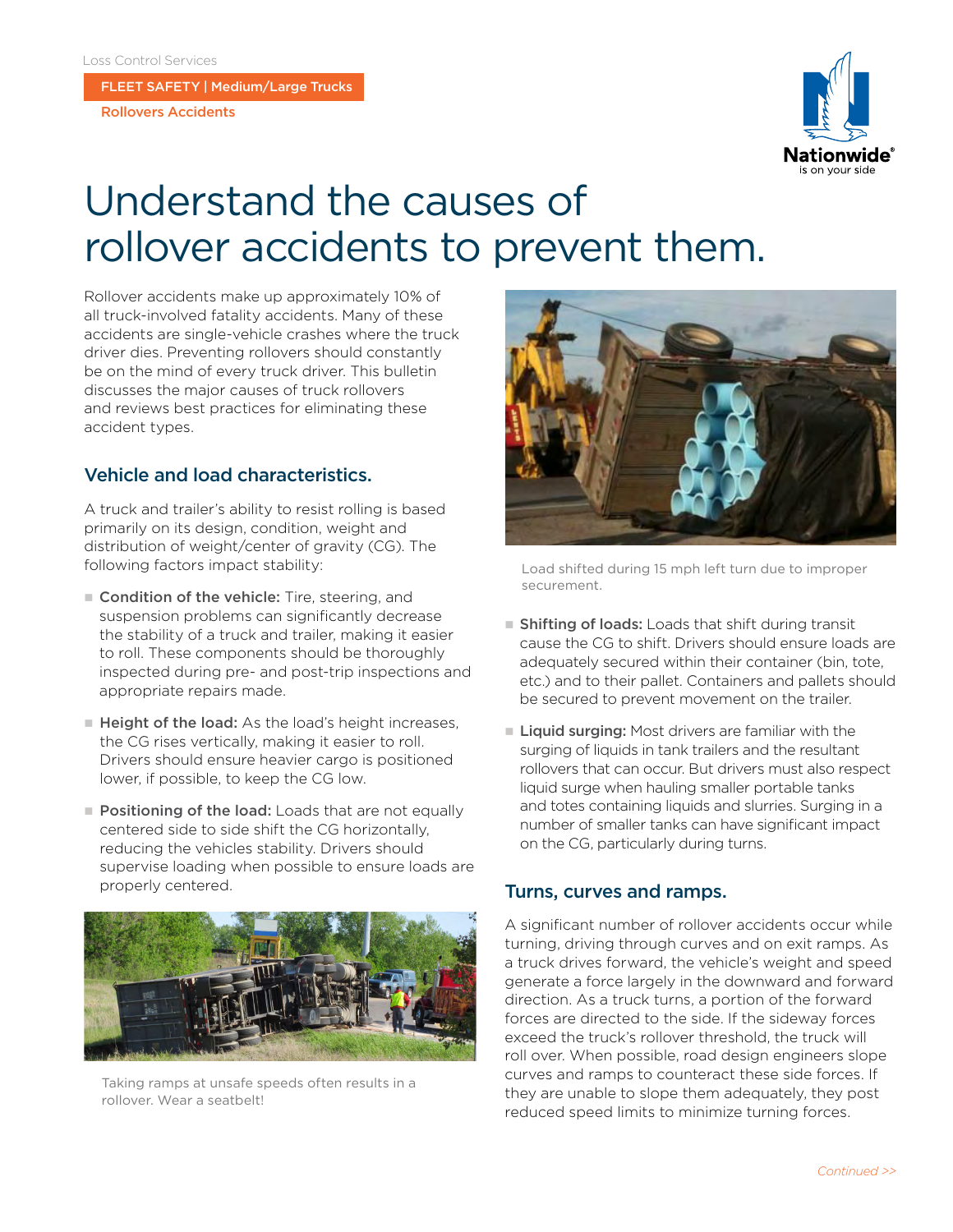Loss Control Services

FLEET SAFETY | Medium/Large Trucks

Rollovers Accidents

# Understand the causes of rollover accidents to prevent them.

Rollover accidents make up approximately 10% of all truck-involved fatality accidents. Many of these accidents are single-vehicle crashes where the truck driver dies. Preventing rollovers should constantly be on the mind of every truck driver. This bulletin discusses the major causes of truck rollovers and reviews best practices for eliminating these accident types.

## Vehicle and load characteristics.

A truck and trailer's ability to resist rolling is based primarily on its design, condition, weight and distribution of weight/center of gravity (CG). The following factors impact stability:

- **Condition of the vehicle:** Tire, steering, and suspension problems can significantly decrease the stability of a truck and trailer, making it easier to roll. These components should be thoroughly inspected during pre- and post-trip inspections and appropriate repairs made.
- **Height of the load:** As the load's height increases, the CG rises vertically, making it easier to roll. Drivers should ensure heavier cargo is positioned lower, if possible, to keep the CG low.
- **Positioning of the load:** Loads that are not equally centered side to side shift the CG horizontally, reducing the vehicles stability. Drivers should supervise loading when possible to ensure loads are properly centered.

Taking ramps at unsafe speeds often results in a rollover. Wear a seatbelt!

Load shifted during 15 mph left turn due to improper securement.

- **Shifting of loads:** Loads that shift during transit cause the CG to shift. Drivers should ensure loads are adequately secured within their container (bin, tote, etc.) and to their pallet. Containers and pallets should be secured to prevent movement on the trailer.
- **Liquid surging:** Most drivers are familiar with the surging of liquids in tank trailers and the resultant rollovers that can occur. But drivers must also respect liquid surge when hauling smaller portable tanks and totes containing liquids and slurries. Surging in a number of smaller tanks can have significant impact on the CG, particularly during turns.

## Turns, curves and ramps.

A significant number of rollover accidents occur while turning, driving through curves and on exit ramps. As a truck drives forward, the vehicle's weight and speed generate a force largely in the downward and forward direction. As a truck turns, a portion of the forward forces are directed to the side. If the sideway forces exceed the truck's rollover threshold, the truck will roll over. When possible, road design engineers slope curves and ramps to counteract these side forces. If they are unable to slope them adequately, they post reduced speed limits to minimize turning forces.

*Continued >>*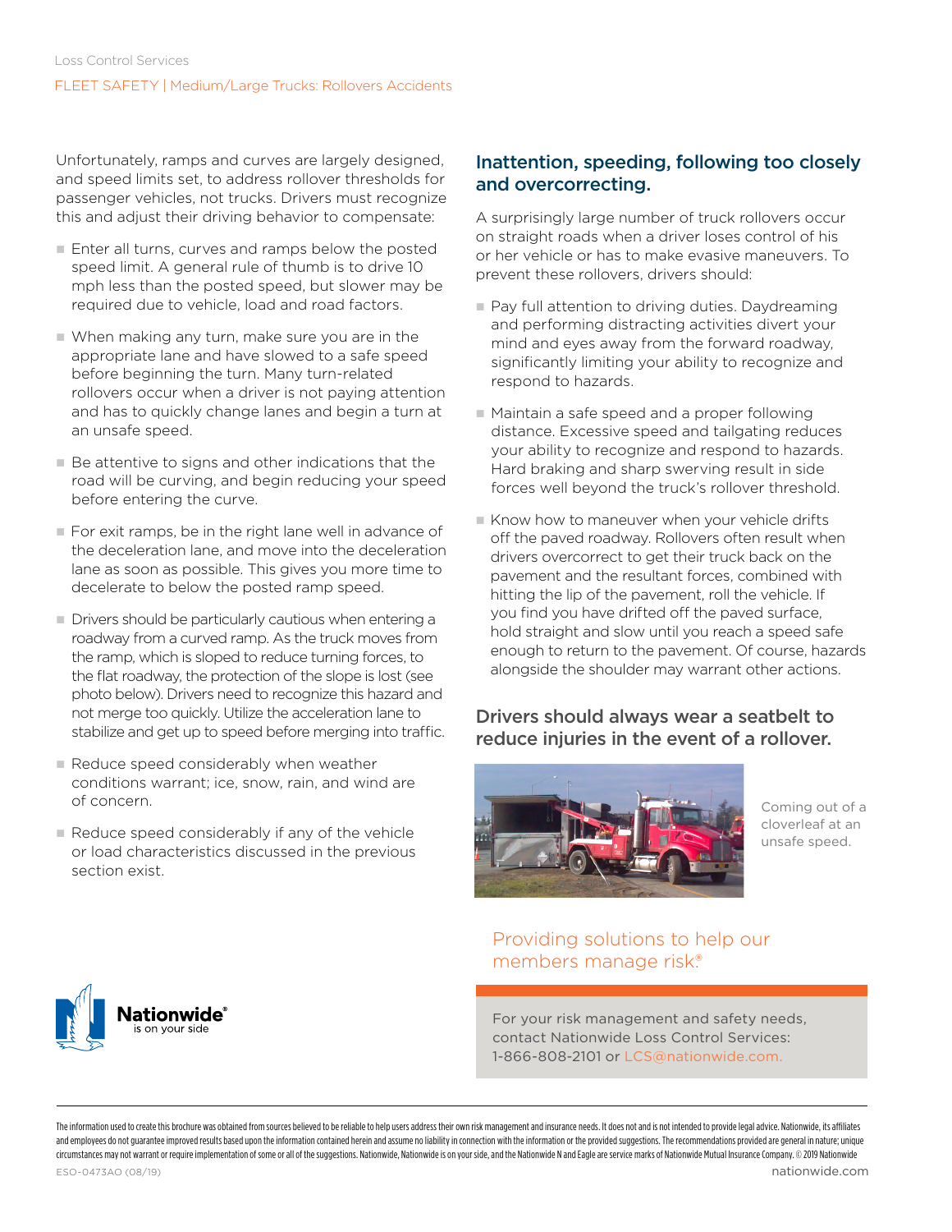Unfortunately, ramps and curves are largely designed, and speed limits set, to address rollover thresholds for passenger vehicles, not trucks. Drivers must recognize this and adjust their driving behavior to compensate:

- Enter all turns, curves and ramps below the posted speed limit. A general rule of thumb is to drive 10 mph less than the posted speed, but slower may be required due to vehicle, load and road factors.
- When making any turn, make sure you are in the appropriate lane and have slowed to a safe speed before beginning the turn. Many turn-related rollovers occur when a driver is not paying attention and has to quickly change lanes and begin a turn at an unsafe speed.
- Be attentive to signs and other indications that the road will be curving, and begin reducing your speed before entering the curve.
- For exit ramps, be in the right lane well in advance of the deceleration lane, and move into the deceleration lane as soon as possible. This gives you more time to decelerate to below the posted ramp speed.
- Drivers should be particularly cautious when entering a roadway from a curved ramp. As the truck moves from the ramp, which is sloped to reduce turning forces, to the flat roadway, the protection of the slope is lost (see photo below). Drivers need to recognize this hazard and not merge too quickly. Utilize the acceleration lane to stabilize and get up to speed before merging into traffic.
- Reduce speed considerably when weather conditions warrant; ice, snow, rain, and wind are of concern.
- Reduce speed considerably if any of the vehicle or load characteristics discussed in the previous section exist.

## Inattention, speeding, following too closely and overcorrecting.

A surprisingly large number of truck rollovers occur on straight roads when a driver loses control of his or her vehicle or has to make evasive maneuvers. To prevent these rollovers, drivers should:

- Pay full attention to driving duties. Daydreaming and performing distracting activities divert your mind and eyes away from the forward roadway, significantly limiting your ability to recognize and respond to hazards.
- Maintain a safe speed and a proper following distance. Excessive speed and tailgating reduces your ability to recognize and respond to hazards. Hard braking and sharp swerving result in side forces well beyond the truck's rollover threshold.
- Know how to maneuver when your vehicle drifts off the paved roadway. Rollovers often result when drivers overcorrect to get their truck back on the pavement and the resultant forces, combined with hitting the lip of the pavement, roll the vehicle. If you find you have drifted off the paved surface, hold straight and slow until you reach a speed safe enough to return to the pavement. Of course, hazards alongside the shoulder may warrant other actions.

## Drivers should always wear a seatbelt to reduce injuries in the event of a rollover.

Coming out of a cloverleaf at an unsafe speed.

Providing solutions to help our members manage risk®

For your risk management and safety needs, contact Nationwide Loss Control Services: 1-866-808-2101 or LCS@nationwide.com.

Nationwide® is on your side

The information used to create this brochure was obtained from sources believed to be reliable to help users address their own risk management and insurance needs. It does not and is not intended to provide legal advice. Nationwide, its affiliates and employees do not guarantee improved results based upon the information contained herein and assume no liability in connection with the information or the provided suggestions. The recommendations provided are general in nature; unique circumstances may not warrant or require implementation of some or all of the suggestions. Nationwide, Nationwide is on your side, and the Nationwide N and Eagle are service marks of Nationwide Mutual Insurance Company. © 2019 Nationwide

ESO-0473AO (08/19)

nationwide.com